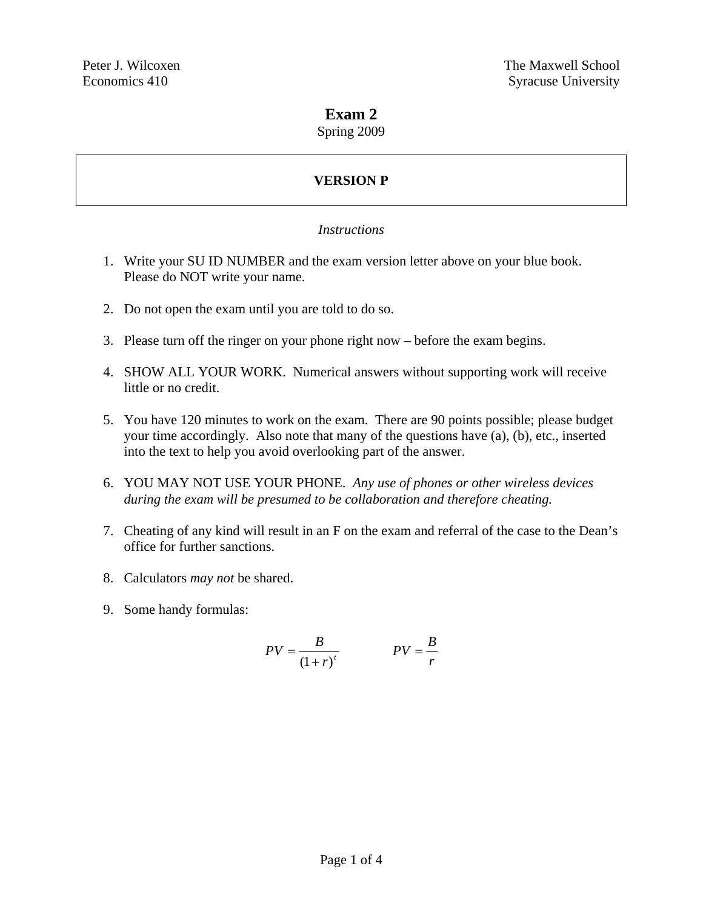Peter J. Wilcoxen
Economics 410

The Maxwell School
Syracuse University

# Exam 2

Spring 2009

**VERSION P**

*Instructions*

1. Write your SU ID NUMBER and the exam version letter above on your blue book. Please do NOT write your name.

2. Do not open the exam until you are told to do so.

3. Please turn off the ringer on your phone right now – before the exam begins.

4. SHOW ALL YOUR WORK. Numerical answers without supporting work will receive little or no credit.

5. You have 120 minutes to work on the exam. There are 90 points possible; please budget your time accordingly. Also note that many of the questions have (a), (b), etc., inserted into the text to help you avoid overlooking part of the answer.

6. YOU MAY NOT USE YOUR PHONE. *Any use of phones or other wireless devices during the exam will be presumed to be collaboration and therefore cheating.*

7. Cheating of any kind will result in an F on the exam and referral of the case to the Dean's office for further sanctions.

8. Calculators *may not* be shared.

9. Some handy formulas:

$$PV = \frac{B}{(1+r)^t} \qquad\qquad PV = \frac{B}{r}$$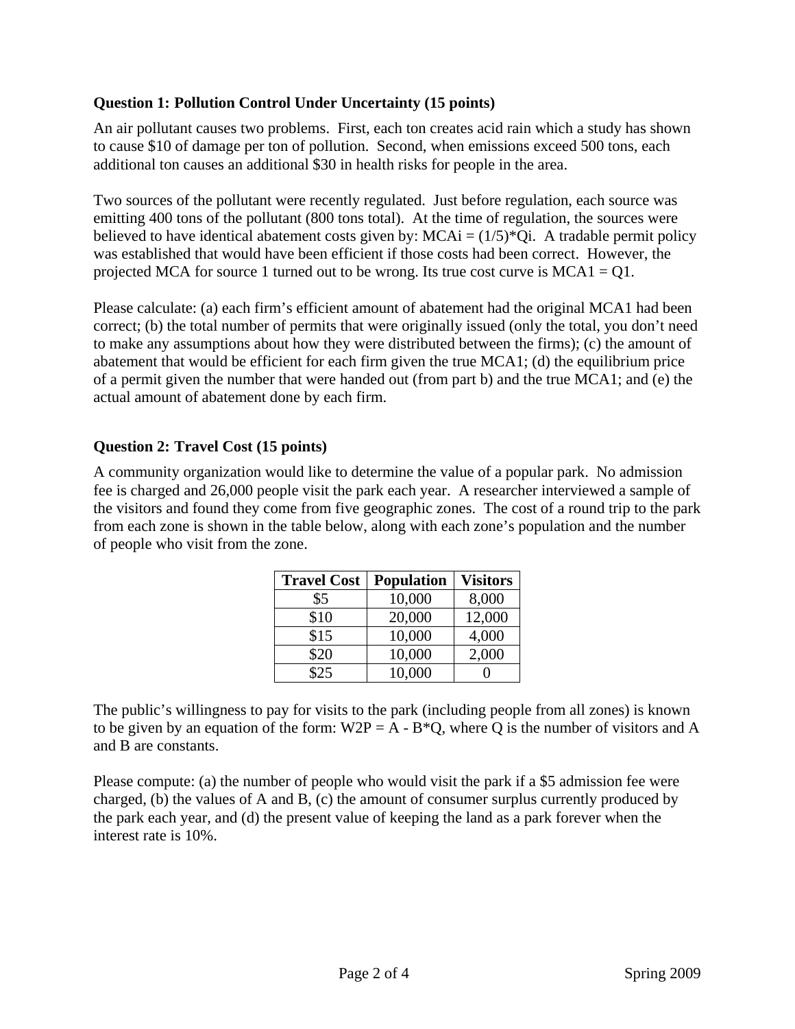**Question 1: Pollution Control Under Uncertainty (15 points)**

An air pollutant causes two problems. First, each ton creates acid rain which a study has shown to cause $10 of damage per ton of pollution. Second, when emissions exceed 500 tons, each additional ton causes an additional $30 in health risks for people in the area.

Two sources of the pollutant were recently regulated. Just before regulation, each source was emitting 400 tons of the pollutant (800 tons total). At the time of regulation, the sources were believed to have identical abatement costs given by: $MCA_i = (1/5)*Q_i$. A tradable permit policy was established that would have been efficient if those costs had been correct. However, the projected MCA for source 1 turned out to be wrong. Its true cost curve is $MCA_1 = Q_1$.

Please calculate: (a) each firm's efficient amount of abatement had the original $MCA_1$ had been correct; (b) the total number of permits that were originally issued (only the total, you don't need to make any assumptions about how they were distributed between the firms); (c) the amount of abatement that would be efficient for each firm given the true $MCA_1$; (d) the equilibrium price of a permit given the number that were handed out (from part b) and the true $MCA_1$; and (e) the actual amount of abatement done by each firm.

**Question 2: Travel Cost (15 points)**

A community organization would like to determine the value of a popular park. No admission fee is charged and 26,000 people visit the park each year. A researcher interviewed a sample of the visitors and found they come from five geographic zones. The cost of a round trip to the park from each zone is shown in the table below, along with each zone's population and the number of people who visit from the zone.

| Travel Cost | Population | Visitors |
|---|---|---|
| $5 | 10,000 | 8,000 |
| $10 | 20,000 | 12,000 |
| $15 | 10,000 | 4,000 |
| $20 | 10,000 | 2,000 |
| $25 | 10,000 | 0 |

The public's willingness to pay for visits to the park (including people from all zones) is known to be given by an equation of the form: $W2P = A - B*Q$, where Q is the number of visitors and A and B are constants.

Please compute: (a) the number of people who would visit the park if a $5 admission fee were charged, (b) the values of A and B, (c) the amount of consumer surplus currently produced by the park each year, and (d) the present value of keeping the land as a park forever when the interest rate is 10%.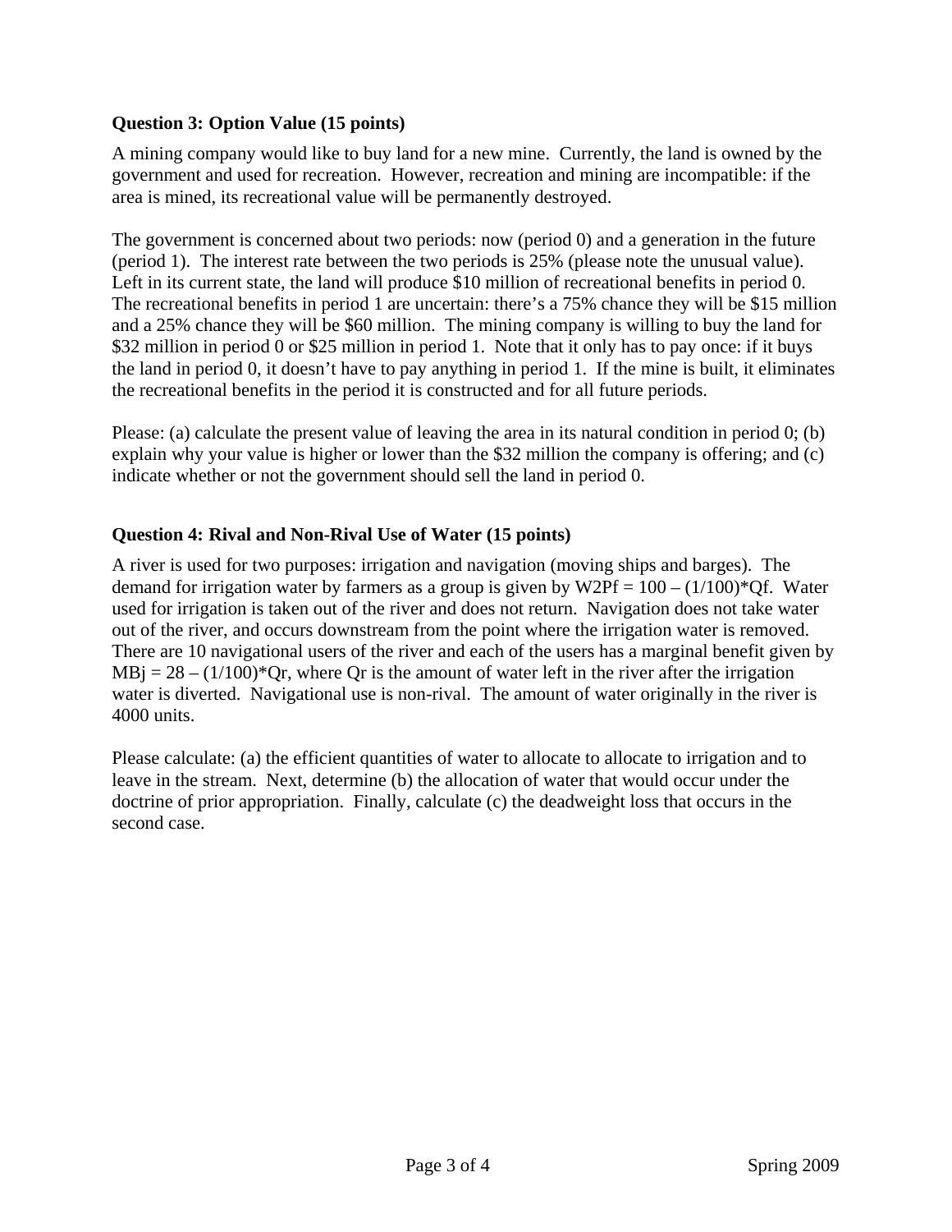### Question 3: Option Value (15 points)

A mining company would like to buy land for a new mine. Currently, the land is owned by the government and used for recreation. However, recreation and mining are incompatible: if the area is mined, its recreational value will be permanently destroyed.

The government is concerned about two periods: now (period 0) and a generation in the future (period 1). The interest rate between the two periods is 25% (please note the unusual value). Left in its current state, the land will produce $10 million of recreational benefits in period 0. The recreational benefits in period 1 are uncertain: there's a 75% chance they will be $15 million and a 25% chance they will be $60 million. The mining company is willing to buy the land for $32 million in period 0 or $25 million in period 1. Note that it only has to pay once: if it buys the land in period 0, it doesn't have to pay anything in period 1. If the mine is built, it eliminates the recreational benefits in the period it is constructed and for all future periods.

Please: (a) calculate the present value of leaving the area in its natural condition in period 0; (b) explain why your value is higher or lower than the $32 million the company is offering; and (c) indicate whether or not the government should sell the land in period 0.

### Question 4: Rival and Non-Rival Use of Water (15 points)

A river is used for two purposes: irrigation and navigation (moving ships and barges). The demand for irrigation water by farmers as a group is given by $W2Pf = 100 - (1/100)*Qf$. Water used for irrigation is taken out of the river and does not return. Navigation does not take water out of the river, and occurs downstream from the point where the irrigation water is removed. There are 10 navigational users of the river and each of the users has a marginal benefit given by $MBj = 28 - (1/100)*Qr$, where $Qr$ is the amount of water left in the river after the irrigation water is diverted. Navigational use is non-rival. The amount of water originally in the river is 4000 units.

Please calculate: (a) the efficient quantities of water to allocate to allocate to irrigation and to leave in the stream. Next, determine (b) the allocation of water that would occur under the doctrine of prior appropriation. Finally, calculate (c) the deadweight loss that occurs in the second case.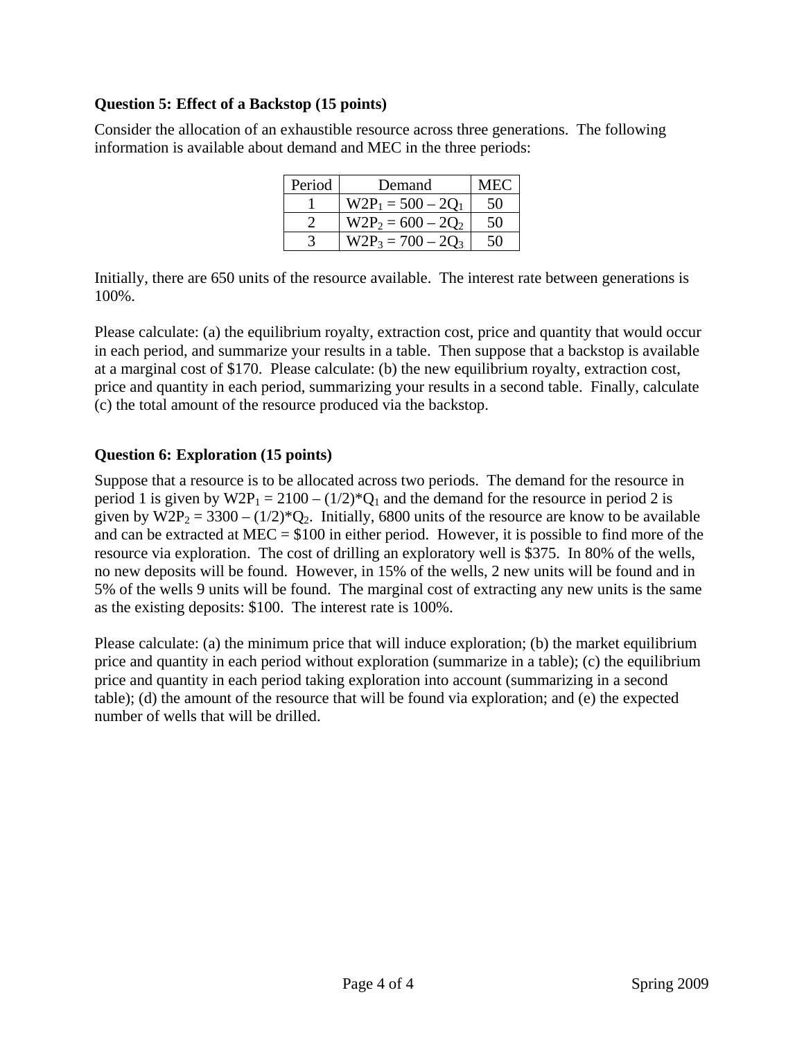### Question 5: Effect of a Backstop (15 points)

Consider the allocation of an exhaustible resource across three generations. The following information is available about demand and MEC in the three periods:

| Period | Demand | MEC |
|---|---|---|
| 1 | $W2P_1 = 500 - 2Q_1$ | 50 |
| 2 | $W2P_2 = 600 - 2Q_2$ | 50 |
| 3 | $W2P_3 = 700 - 2Q_3$ | 50 |

Initially, there are 650 units of the resource available. The interest rate between generations is 100%.

Please calculate: (a) the equilibrium royalty, extraction cost, price and quantity that would occur in each period, and summarize your results in a table. Then suppose that a backstop is available at a marginal cost of \$170. Please calculate: (b) the new equilibrium royalty, extraction cost, price and quantity in each period, summarizing your results in a second table. Finally, calculate (c) the total amount of the resource produced via the backstop.

### Question 6: Exploration (15 points)

Suppose that a resource is to be allocated across two periods. The demand for the resource in period 1 is given by $W2P_1 = 2100 - (1/2)*Q_1$ and the demand for the resource in period 2 is given by $W2P_2 = 3300 - (1/2)*Q_2$. Initially, 6800 units of the resource are know to be available and can be extracted at MEC = \$100 in either period. However, it is possible to find more of the resource via exploration. The cost of drilling an exploratory well is \$375. In 80% of the wells, no new deposits will be found. However, in 15% of the wells, 2 new units will be found and in 5% of the wells 9 units will be found. The marginal cost of extracting any new units is the same as the existing deposits: \$100. The interest rate is 100%.

Please calculate: (a) the minimum price that will induce exploration; (b) the market equilibrium price and quantity in each period without exploration (summarize in a table); (c) the equilibrium price and quantity in each period taking exploration into account (summarizing in a second table); (d) the amount of the resource that will be found via exploration; and (e) the expected number of wells that will be drilled.